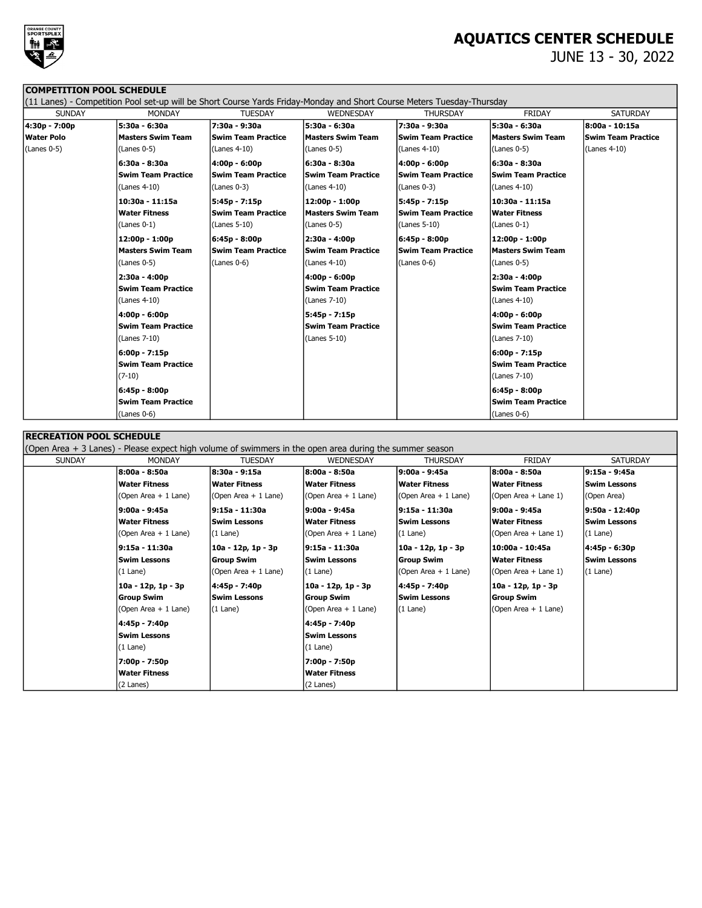# AQUATICS CENTER SCHEDULE

JUNE 13 - 30, 2022

## COMPETITION POOL SCHEDULE

(11 Lanes) - Competition Pool set-up will be Short Course Yards Friday-Monday and Short Course Meters Tuesday-Thursday

| SUNDAY | MONDAY | TUESDAY | WEDNESDAY | THURSDAY | FRIDAY | SATURDAY |
|---|---|---|---|---|---|---|
| **4:30p - 7:00p**<br>**Water Polo**<br>(Lanes 0-5) | **5:30a - 6:30a**<br>**Masters Swim Team**<br>(Lanes 0-5) | **7:30a - 9:30a**<br>**Swim Team Practice**<br>(Lanes 4-10) | **5:30a - 6:30a**<br>**Masters Swim Team**<br>(Lanes 0-5) | **7:30a - 9:30a**<br>**Swim Team Practice**<br>(Lanes 4-10) | **5:30a - 6:30a**<br>**Masters Swim Team**<br>(Lanes 0-5) | **8:00a - 10:15a**<br>**Swim Team Practice**<br>(Lanes 4-10) |
| | **6:30a - 8:30a**<br>**Swim Team Practice**<br>(Lanes 4-10) | **4:00p - 6:00p**<br>**Swim Team Practice**<br>(Lanes 0-3) | **6:30a - 8:30a**<br>**Swim Team Practice**<br>(Lanes 4-10) | **4:00p - 6:00p**<br>**Swim Team Practice**<br>(Lanes 0-3) | **6:30a - 8:30a**<br>**Swim Team Practice**<br>(Lanes 4-10) | |
| | **10:30a - 11:15a**<br>**Water Fitness**<br>(Lanes 0-1) | **5:45p - 7:15p**<br>**Swim Team Practice**<br>(Lanes 5-10) | **12:00p - 1:00p**<br>**Masters Swim Team**<br>(Lanes 0-5) | **5:45p - 7:15p**<br>**Swim Team Practice**<br>(Lanes 5-10) | **10:30a - 11:15a**<br>**Water Fitness**<br>(Lanes 0-1) | |
| | **12:00p - 1:00p**<br>**Masters Swim Team**<br>(Lanes 0-5) | **6:45p - 8:00p**<br>**Swim Team Practice**<br>(Lanes 0-6) | **2:30a - 4:00p**<br>**Swim Team Practice**<br>(Lanes 4-10) | **6:45p - 8:00p**<br>**Swim Team Practice**<br>(Lanes 0-6) | **12:00p - 1:00p**<br>**Masters Swim Team**<br>(Lanes 0-5) | |
| | **2:30a - 4:00p**<br>**Swim Team Practice**<br>(Lanes 4-10) | | **4:00p - 6:00p**<br>**Swim Team Practice**<br>(Lanes 7-10) | | **2:30a - 4:00p**<br>**Swim Team Practice**<br>(Lanes 4-10) | |
| | **4:00p - 6:00p**<br>**Swim Team Practice**<br>(Lanes 7-10) | | **5:45p - 7:15p**<br>**Swim Team Practice**<br>(Lanes 5-10) | | **4:00p - 6:00p**<br>**Swim Team Practice**<br>(Lanes 7-10) | |
| | **6:00p - 7:15p**<br>**Swim Team Practice**<br>(7-10) | | | | **6:00p - 7:15p**<br>**Swim Team Practice**<br>(Lanes 7-10) | |
| | **6:45p - 8:00p**<br>**Swim Team Practice**<br>(Lanes 0-6) | | | | **6:45p - 8:00p**<br>**Swim Team Practice**<br>(Lanes 0-6) | |

## RECREATION POOL SCHEDULE

(Open Area + 3 Lanes) - Please expect high volume of swimmers in the open area during the summer season

| SUNDAY | MONDAY | TUESDAY | WEDNESDAY | THURSDAY | FRIDAY | SATURDAY |
|---|---|---|---|---|---|---|
| | **8:00a - 8:50a**<br>**Water Fitness**<br>(Open Area + 1 Lane) | **8:30a - 9:15a**<br>**Water Fitness**<br>(Open Area + 1 Lane) | **8:00a - 8:50a**<br>**Water Fitness**<br>(Open Area + 1 Lane) | **9:00a - 9:45a**<br>**Water Fitness**<br>(Open Area + 1 Lane) | **8:00a - 8:50a**<br>**Water Fitness**<br>(Open Area + Lane 1) | **9:15a - 9:45a**<br>**Swim Lessons**<br>(Open Area) |
| | **9:00a - 9:45a**<br>**Water Fitness**<br>(Open Area + 1 Lane) | **9:15a - 11:30a**<br>**Swim Lessons**<br>(1 Lane) | **9:00a - 9:45a**<br>**Water Fitness**<br>(Open Area + 1 Lane) | **9:15a - 11:30a**<br>**Swim Lessons**<br>(1 Lane) | **9:00a - 9:45a**<br>**Water Fitness**<br>(Open Area + Lane 1) | **9:50a - 12:40p**<br>**Swim Lessons**<br>(1 Lane) |
| | **9:15a - 11:30a**<br>**Swim Lessons**<br>(1 Lane) | **10a - 12p, 1p - 3p**<br>**Group Swim**<br>(Open Area + 1 Lane) | **9:15a - 11:30a**<br>**Swim Lessons**<br>(1 Lane) | **10a - 12p, 1p - 3p**<br>**Group Swim**<br>(Open Area + 1 Lane) | **10:00a - 10:45a**<br>**Water Fitness**<br>(Open Area + Lane 1) | **4:45p - 6:30p**<br>**Swim Lessons**<br>(1 Lane) |
| | **10a - 12p, 1p - 3p**<br>**Group Swim**<br>(Open Area + 1 Lane) | **4:45p - 7:40p**<br>**Swim Lessons**<br>(1 Lane) | **10a - 12p, 1p - 3p**<br>**Group Swim**<br>(Open Area + 1 Lane) | **4:45p - 7:40p**<br>**Swim Lessons**<br>(1 Lane) | **10a - 12p, 1p - 3p**<br>**Group Swim**<br>(Open Area + 1 Lane) | |
| | **4:45p - 7:40p**<br>**Swim Lessons**<br>(1 Lane) | | **4:45p - 7:40p**<br>**Swim Lessons**<br>(1 Lane) | | | |
| | **7:00p - 7:50p**<br>**Water Fitness**<br>(2 Lanes) | | **7:00p - 7:50p**<br>**Water Fitness**<br>(2 Lanes) | | | |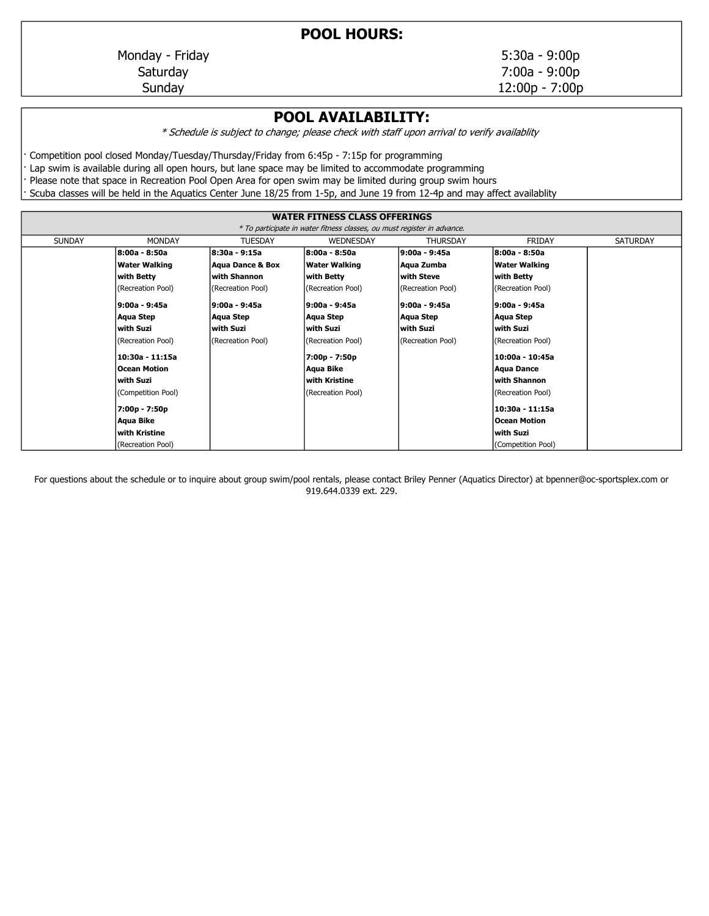## POOL HOURS:

| | |
|---|---|
| Monday - Friday | 5:30a - 9:00p |
| Saturday | 7:00a - 9:00p |
| Sunday | 12:00p - 7:00p |

## POOL AVAILABILITY:

*\* Schedule is subject to change; please check with staff upon arrival to verify availablity*

- Competition pool closed Monday/Tuesday/Thursday/Friday from 6:45p - 7:15p for programming
- Lap swim is available during all open hours, but lane space may be limited to accommodate programming
- Please note that space in Recreation Pool Open Area for open swim may be limited during group swim hours
- Scuba classes will be held in the Aquatics Center June 18/25 from 1-5p, and June 19 from 12-4p and may affect availablity

**WATER FITNESS CLASS OFFERINGS**

*\* To participate in water fitness classes, ou must register in advance.*

| SUNDAY | MONDAY | TUESDAY | WEDNESDAY | THURSDAY | FRIDAY | SATURDAY |
|---|---|---|---|---|---|---|
| | **8:00a - 8:50a** **Water Walking** **with Betty** (Recreation Pool) | **8:30a - 9:15a** **Aqua Dance & Box** **with Shannon** (Recreation Pool) | **8:00a - 8:50a** **Water Walking** **with Betty** (Recreation Pool) | **9:00a - 9:45a** **Aqua Zumba** **with Steve** (Recreation Pool) | **8:00a - 8:50a** **Water Walking** **with Betty** (Recreation Pool) | |
| | **9:00a - 9:45a** **Aqua Step** **with Suzi** (Recreation Pool) | **9:00a - 9:45a** **Aqua Step** **with Suzi** (Recreation Pool) | **9:00a - 9:45a** **Aqua Step** **with Suzi** (Recreation Pool) | **9:00a - 9:45a** **Aqua Step** **with Suzi** (Recreation Pool) | **9:00a - 9:45a** **Aqua Step** **with Suzi** (Recreation Pool) | |
| | **10:30a - 11:15a** **Ocean Motion** **with Suzi** (Competition Pool) | | **7:00p - 7:50p** **Aqua Bike** **with Kristine** (Recreation Pool) | | **10:00a - 10:45a** **Aqua Dance** **with Shannon** (Recreation Pool) | |
| | **7:00p - 7:50p** **Aqua Bike** **with Kristine** (Recreation Pool) | | | | **10:30a - 11:15a** **Ocean Motion** **with Suzi** (Competition Pool) | |

For questions about the schedule or to inquire about group swim/pool rentals, please contact Briley Penner (Aquatics Director) at bpenner@oc-sportsplex.com or 919.644.0339 ext. 229.